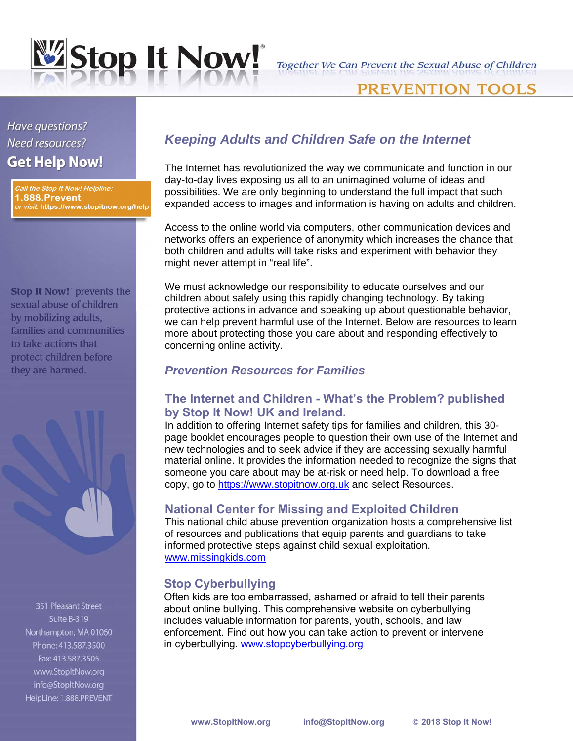# Stop It Now!

*Together We Can Prevent the Sexual Abuse of Children*

PREVENTION TOOLS

*Have questions?*
*Need resources?*
**Get Help Now!**

*Call the Stop It Now! Helpline:*
**1.888.Prevent**
*or visit:* **https://www.stopitnow.org/help**

**Stop It Now!** prevents the sexual abuse of children by mobilizing adults, families and communities to take actions that protect children before they are harmed.

351 Pleasant Street
Suite B-319
Northampton, MA 01060
Phone: 413.587.3500
Fax: 413.587.3505
www.StopItNow.org
info@StopItNow.org
HelpLine: 1.888.PREVENT

## *Keeping Adults and Children Safe on the Internet*

The Internet has revolutionized the way we communicate and function in our day-to-day lives exposing us all to an unimagined volume of ideas and possibilities. We are only beginning to understand the full impact that such expanded access to images and information is having on adults and children.

Access to the online world via computers, other communication devices and networks offers an experience of anonymity which increases the chance that both children and adults will take risks and experiment with behavior they might never attempt in "real life".

We must acknowledge our responsibility to educate ourselves and our children about safely using this rapidly changing technology. By taking protective actions in advance and speaking up about questionable behavior, we can help prevent harmful use of the Internet. Below are resources to learn more about protecting those you care about and responding effectively to concerning online activity.

## *Prevention Resources for Families*

### The Internet and Children - What's the Problem? published by Stop It Now! UK and Ireland.

In addition to offering Internet safety tips for families and children, this 30-page booklet encourages people to question their own use of the Internet and new technologies and to seek advice if they are accessing sexually harmful material online. It provides the information needed to recognize the signs that someone you care about may be at-risk or need help. To download a free copy, go to https://www.stopitnow.org.uk and select Resources.

### National Center for Missing and Exploited Children

This national child abuse prevention organization hosts a comprehensive list of resources and publications that equip parents and guardians to take informed protective steps against child sexual exploitation.
www.missingkids.com

### Stop Cyberbullying

Often kids are too embarrassed, ashamed or afraid to tell their parents about online bullying. This comprehensive website on cyberbullying includes valuable information for parents, youth, schools, and law enforcement. Find out how you can take action to prevent or intervene in cyberbullying. www.stopcyberbullying.org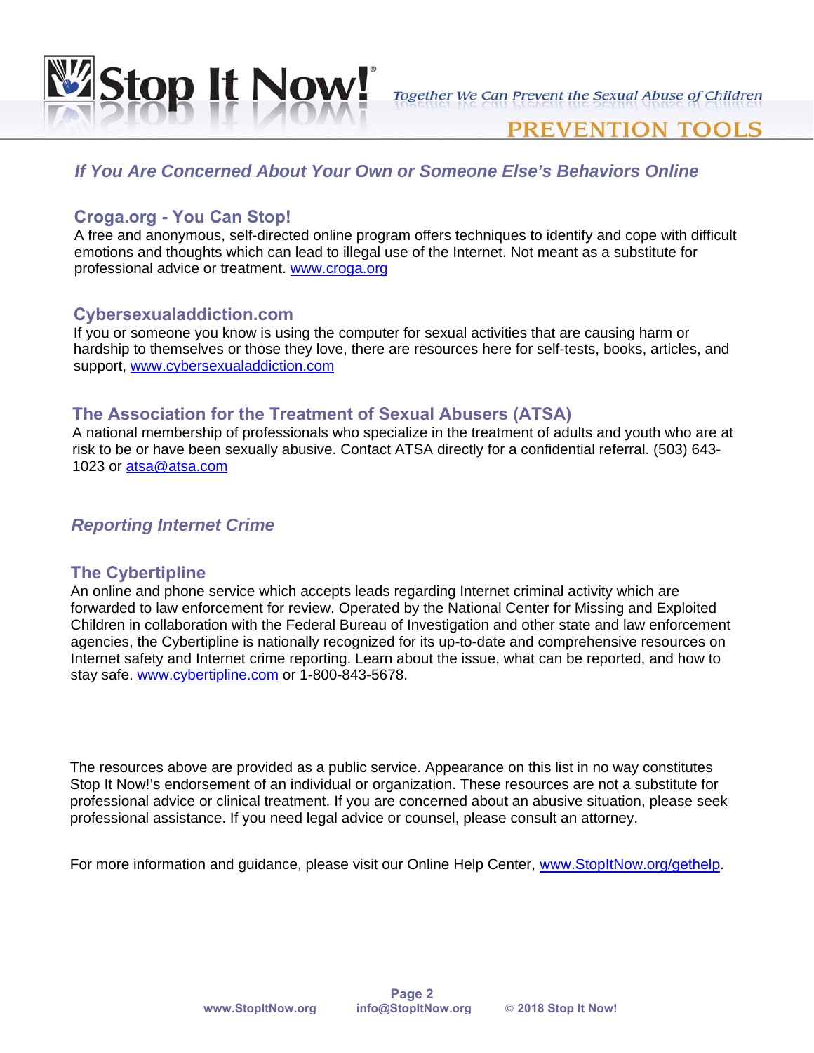## *If You Are Concerned About Your Own or Someone Else's Behaviors Online*

### Croga.org - You Can Stop!

A free and anonymous, self-directed online program offers techniques to identify and cope with difficult emotions and thoughts which can lead to illegal use of the Internet. Not meant as a substitute for professional advice or treatment. www.croga.org

### Cybersexualaddiction.com

If you or someone you know is using the computer for sexual activities that are causing harm or hardship to themselves or those they love, there are resources here for self-tests, books, articles, and support, www.cybersexualaddiction.com

### The Association for the Treatment of Sexual Abusers (ATSA)

A national membership of professionals who specialize in the treatment of adults and youth who are at risk to be or have been sexually abusive. Contact ATSA directly for a confidential referral. (503) 643-1023 or atsa@atsa.com

## *Reporting Internet Crime*

### The Cybertipline

An online and phone service which accepts leads regarding Internet criminal activity which are forwarded to law enforcement for review. Operated by the National Center for Missing and Exploited Children in collaboration with the Federal Bureau of Investigation and other state and law enforcement agencies, the Cybertipline is nationally recognized for its up-to-date and comprehensive resources on Internet safety and Internet crime reporting. Learn about the issue, what can be reported, and how to stay safe. www.cybertipline.com or 1-800-843-5678.

The resources above are provided as a public service. Appearance on this list in no way constitutes Stop It Now!'s endorsement of an individual or organization. These resources are not a substitute for professional advice or clinical treatment. If you are concerned about an abusive situation, please seek professional assistance. If you need legal advice or counsel, please consult an attorney.

For more information and guidance, please visit our Online Help Center, www.StopItNow.org/gethelp.